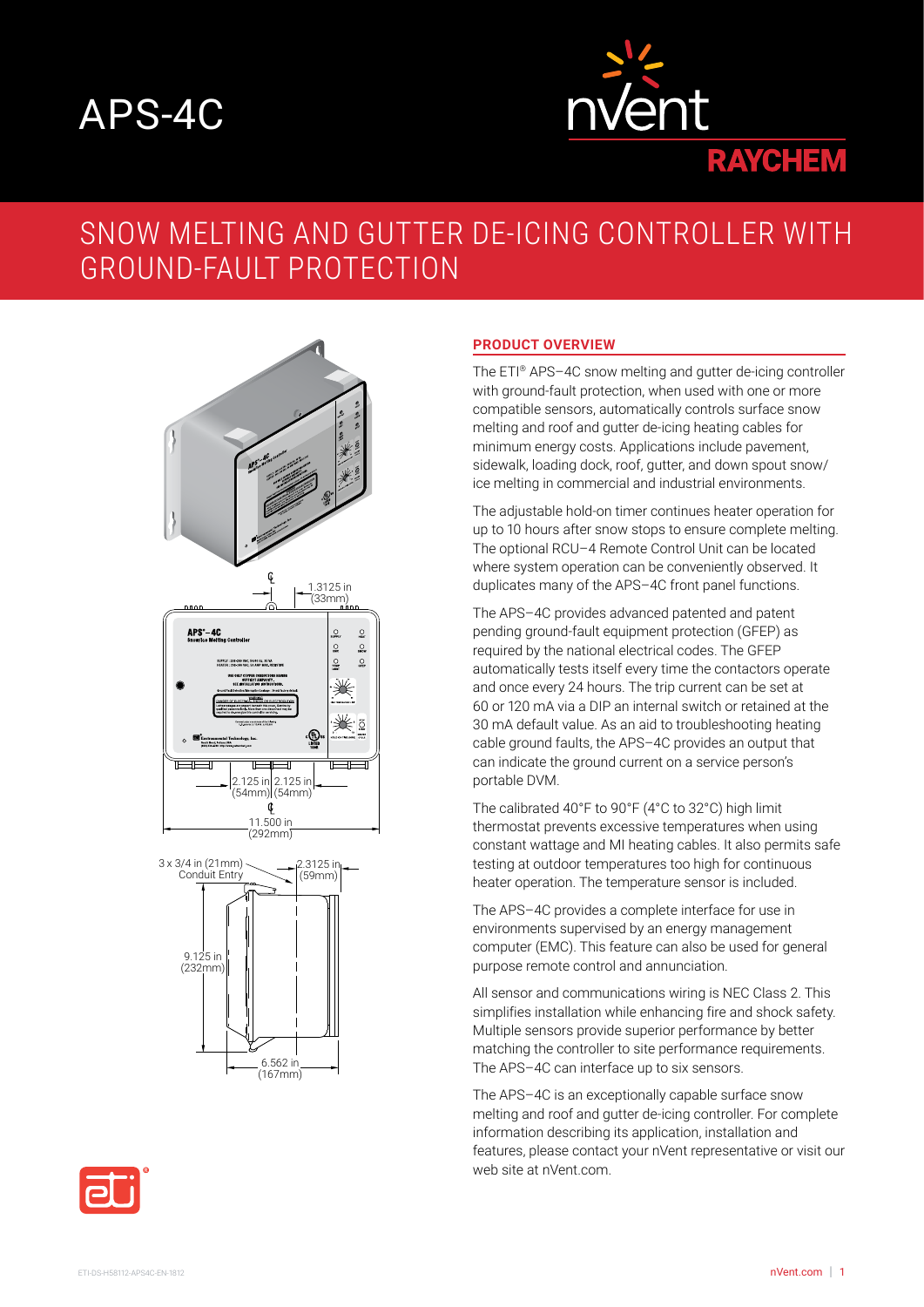# APS-4C

## SNOW MELTING AND GUTTER DE-ICING CONTROLLER WITH GROUND-FAULT PROTECTION

1.3125 in (33mm)

2.125 in (54mm) 2.125 in (54mm)

11.500 in (292mm)

3 x 3/4 in (21mm) Conduit Entry

2.3125 in (59mm)

9.125 in (232mm)

6.562 in (167mm)

### PRODUCT OVERVIEW

The ETI® APS–4C snow melting and gutter de-icing controller with ground-fault protection, when used with one or more compatible sensors, automatically controls surface snow melting and roof and gutter de-icing heating cables for minimum energy costs. Applications include pavement, sidewalk, loading dock, roof, gutter, and down spout snow/ice melting in commercial and industrial environments.

The adjustable hold-on timer continues heater operation for up to 10 hours after snow stops to ensure complete melting. The optional RCU–4 Remote Control Unit can be located where system operation can be conveniently observed. It duplicates many of the APS–4C front panel functions.

The APS–4C provides advanced patented and patent pending ground-fault equipment protection (GFEP) as required by the national electrical codes. The GFEP automatically tests itself every time the contactors operate and once every 24 hours. The trip current can be set at 60 or 120 mA via a DIP an internal switch or retained at the 30 mA default value. As an aid to troubleshooting heating cable ground faults, the APS–4C provides an output that can indicate the ground current on a service person's portable DVM.

The calibrated 40°F to 90°F (4°C to 32°C) high limit thermostat prevents excessive temperatures when using constant wattage and MI heating cables. It also permits safe testing at outdoor temperatures too high for continuous heater operation. The temperature sensor is included.

The APS–4C provides a complete interface for use in environments supervised by an energy management computer (EMC). This feature can also be used for general purpose remote control and annunciation.

All sensor and communications wiring is NEC Class 2. This simplifies installation while enhancing fire and shock safety. Multiple sensors provide superior performance by better matching the controller to site performance requirements. The APS–4C can interface up to six sensors.

The APS–4C is an exceptionally capable surface snow melting and roof and gutter de-icing controller. For complete information describing its application, installation and features, please contact your nVent representative or visit our web site at nVent.com.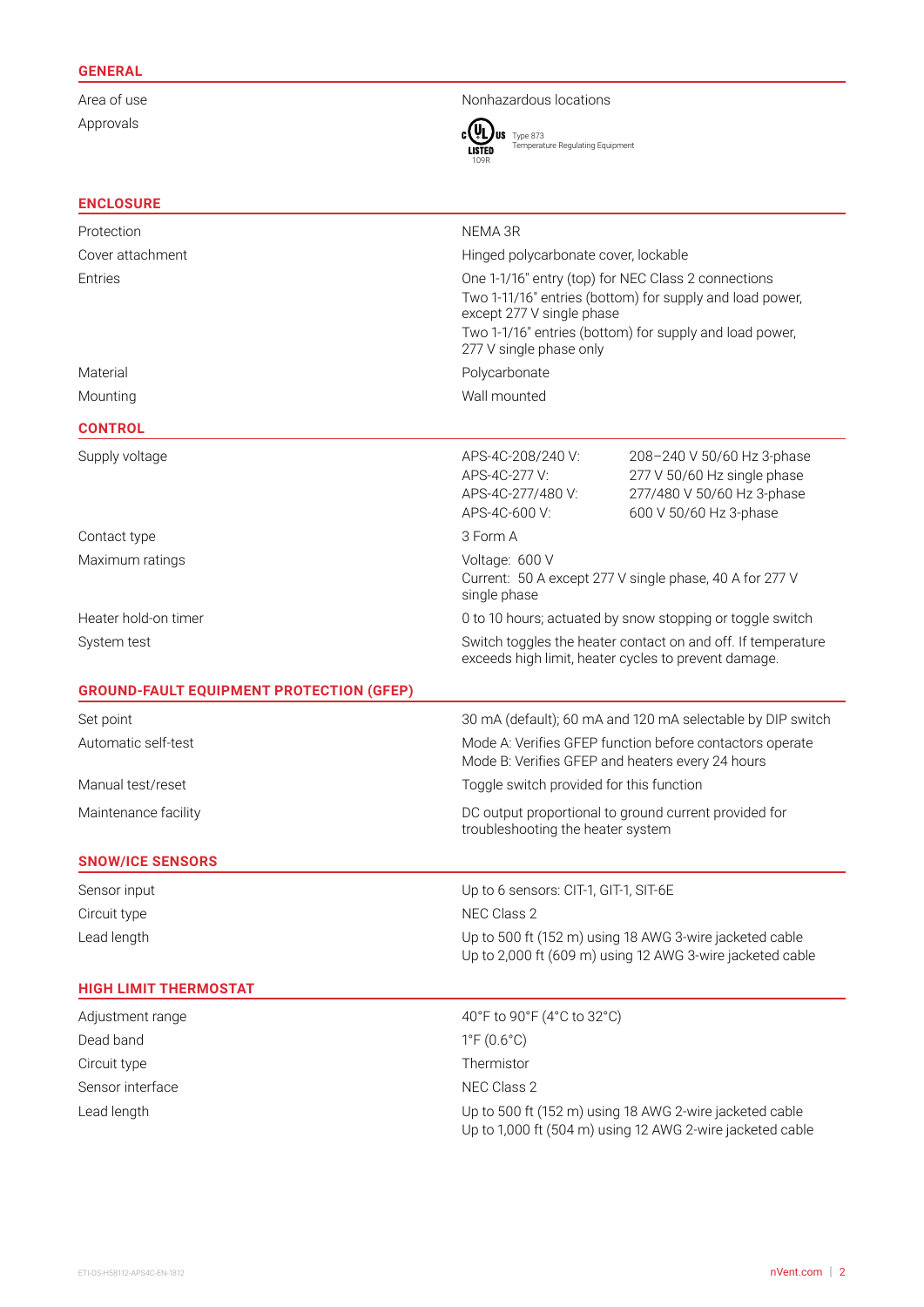## GENERAL

| | |
|---|---|
| Area of use | Nonhazardous locations |
| Approvals | c UL us LISTED 109R Type 873 Temperature Regulating Equipment |

## ENCLOSURE

| | |
|---|---|
| Protection | NEMA 3R |
| Cover attachment | Hinged polycarbonate cover, lockable |
| Entries | One 1-1/16" entry (top) for NEC Class 2 connections<br>Two 1-11/16" entries (bottom) for supply and load power, except 277 V single phase<br>Two 1-1/16" entries (bottom) for supply and load power, 277 V single phase only |
| Material | Polycarbonate |
| Mounting | Wall mounted |

## CONTROL

| | | |
|---|---|---|
| Supply voltage | APS-4C-208/240 V: | 208–240 V 50/60 Hz 3-phase |
| | APS-4C-277 V: | 277 V 50/60 Hz single phase |
| | APS-4C-277/480 V: | 277/480 V 50/60 Hz 3-phase |
| | APS-4C-600 V: | 600 V 50/60 Hz 3-phase |
| Contact type | 3 Form A | |
| Maximum ratings | Voltage: 600 V<br>Current: 50 A except 277 V single phase, 40 A for 277 V single phase | |
| Heater hold-on timer | 0 to 10 hours; actuated by snow stopping or toggle switch | |
| System test | Switch toggles the heater contact on and off. If temperature exceeds high limit, heater cycles to prevent damage. | |

## GROUND-FAULT EQUIPMENT PROTECTION (GFEP)

| | |
|---|---|
| Set point | 30 mA (default); 60 mA and 120 mA selectable by DIP switch |
| Automatic self-test | Mode A: Verifies GFEP function before contactors operate<br>Mode B: Verifies GFEP and heaters every 24 hours |
| Manual test/reset | Toggle switch provided for this function |
| Maintenance facility | DC output proportional to ground current provided for troubleshooting the heater system |

## SNOW/ICE SENSORS

| | |
|---|---|
| Sensor input | Up to 6 sensors: CIT-1, GIT-1, SIT-6E |
| Circuit type | NEC Class 2 |
| Lead length | Up to 500 ft (152 m) using 18 AWG 3-wire jacketed cable<br>Up to 2,000 ft (609 m) using 12 AWG 3-wire jacketed cable |

## HIGH LIMIT THERMOSTAT

| | |
|---|---|
| Adjustment range | 40°F to 90°F (4°C to 32°C) |
| Dead band | 1°F (0.6°C) |
| Circuit type | Thermistor |
| Sensor interface | NEC Class 2 |
| Lead length | Up to 500 ft (152 m) using 18 AWG 2-wire jacketed cable<br>Up to 1,000 ft (504 m) using 12 AWG 2-wire jacketed cable |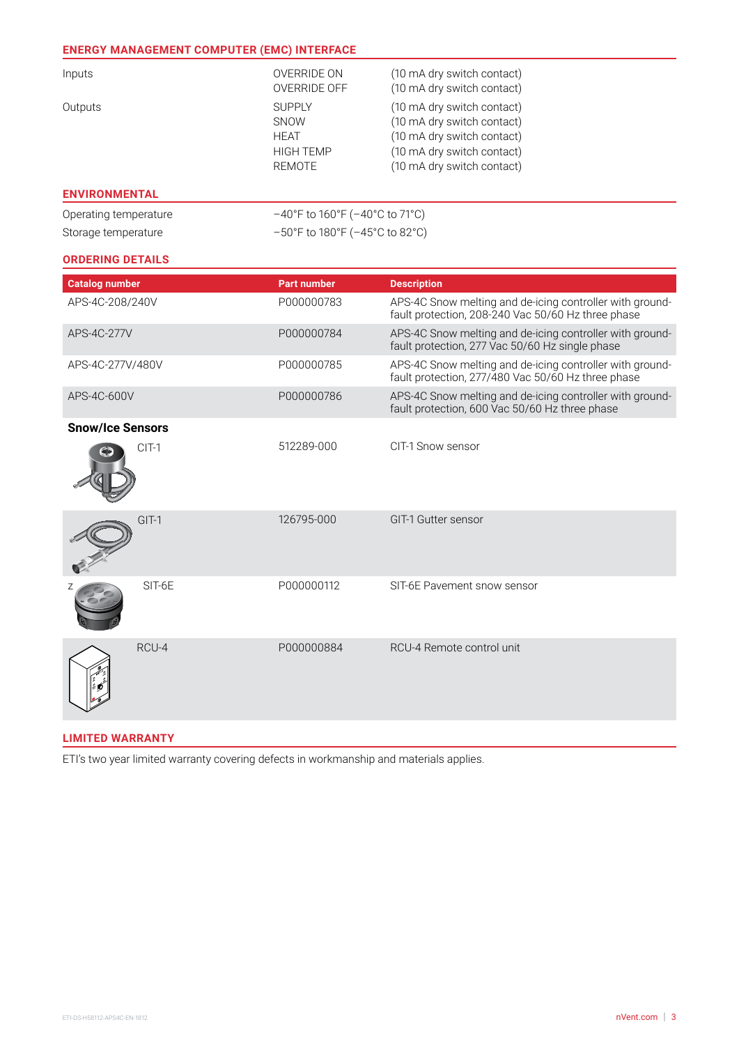## ENERGY MANAGEMENT COMPUTER (EMC) INTERFACE

| | | |
|---|---|---|
| Inputs | OVERRIDE ON | (10 mA dry switch contact) |
| | OVERRIDE OFF | (10 mA dry switch contact) |
| Outputs | SUPPLY | (10 mA dry switch contact) |
| | SNOW | (10 mA dry switch contact) |
| | HEAT | (10 mA dry switch contact) |
| | HIGH TEMP | (10 mA dry switch contact) |
| | REMOTE | (10 mA dry switch contact) |

## ENVIRONMENTAL

| | |
|---|---|
| Operating temperature | –40°F to 160°F (–40°C to 71°C) |
| Storage temperature | –50°F to 180°F (–45°C to 82°C) |

## ORDERING DETAILS

| Catalog number | Part number | Description |
|---|---|---|
| APS-4C-208/240V | P000000783 | APS-4C Snow melting and de-icing controller with ground-fault protection, 208-240 Vac 50/60 Hz three phase |
| APS-4C-277V | P000000784 | APS-4C Snow melting and de-icing controller with ground-fault protection, 277 Vac 50/60 Hz single phase |
| APS-4C-277V/480V | P000000785 | APS-4C Snow melting and de-icing controller with ground-fault protection, 277/480 Vac 50/60 Hz three phase |
| APS-4C-600V | P000000786 | APS-4C Snow melting and de-icing controller with ground-fault protection, 600 Vac 50/60 Hz three phase |
| **Snow/Ice Sensors** | | |
| CIT-1 | 512289-000 | CIT-1 Snow sensor |
| GIT-1 | 126795-000 | GIT-1 Gutter sensor |
| SIT-6E | P000000112 | SIT-6E Pavement snow sensor |
| RCU-4 | P000000884 | RCU-4 Remote control unit |

## LIMITED WARRANTY

ETI's two year limited warranty covering defects in workmanship and materials applies.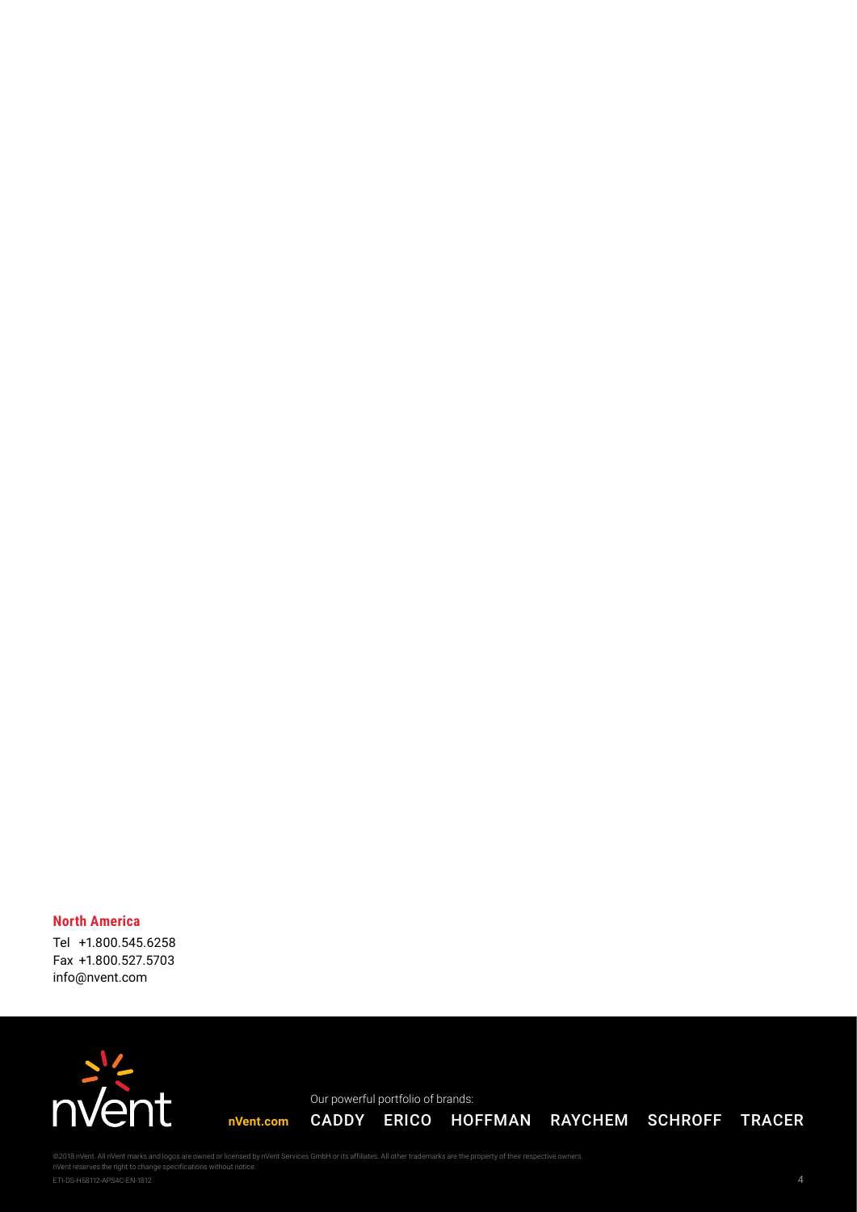**North America**

Tel +1.800.545.6258
Fax +1.800.527.5703
info@nvent.com

Our powerful portfolio of brands:

**nVent.com** CADDY ERICO HOFFMAN RAYCHEM SCHROFF TRACER

©2018 nVent. All nVent marks and logos are owned or licensed by nVent Services GmbH or its affiliates. All other trademarks are the property of their respective owners.
nVent reserves the right to change specifications without notice.

ETI-DS-H58112-APS4C-EN-1812